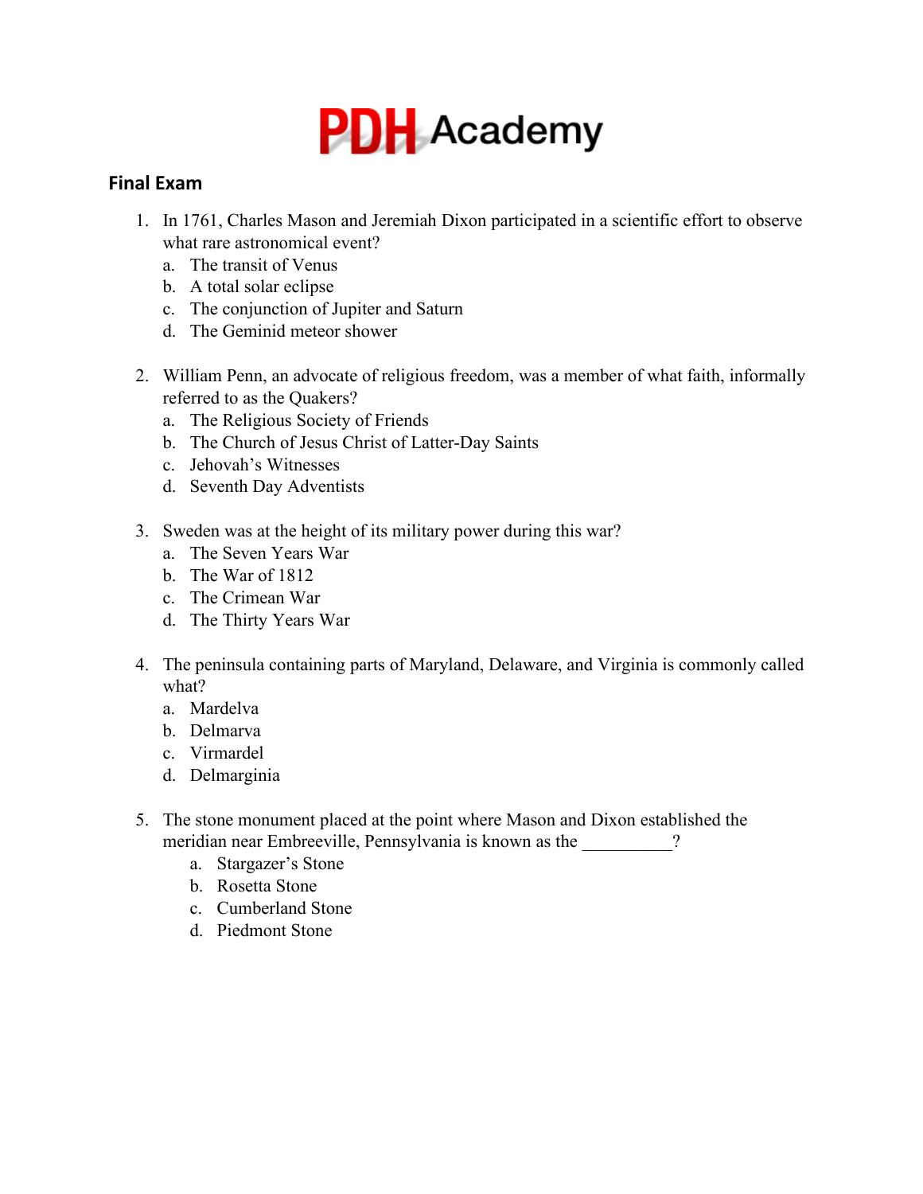PDH Academy

## Final Exam

1. In 1761, Charles Mason and Jeremiah Dixon participated in a scientific effort to observe what rare astronomical event?
   a. The transit of Venus
   b. A total solar eclipse
   c. The conjunction of Jupiter and Saturn
   d. The Geminid meteor shower

2. William Penn, an advocate of religious freedom, was a member of what faith, informally referred to as the Quakers?
   a. The Religious Society of Friends
   b. The Church of Jesus Christ of Latter-Day Saints
   c. Jehovah's Witnesses
   d. Seventh Day Adventists

3. Sweden was at the height of its military power during this war?
   a. The Seven Years War
   b. The War of 1812
   c. The Crimean War
   d. The Thirty Years War

4. The peninsula containing parts of Maryland, Delaware, and Virginia is commonly called what?
   a. Mardelva
   b. Delmarva
   c. Virmardel
   d. Delmarginia

5. The stone monument placed at the point where Mason and Dixon established the meridian near Embreeville, Pennsylvania is known as the __________?
   a. Stargazer's Stone
   b. Rosetta Stone
   c. Cumberland Stone
   d. Piedmont Stone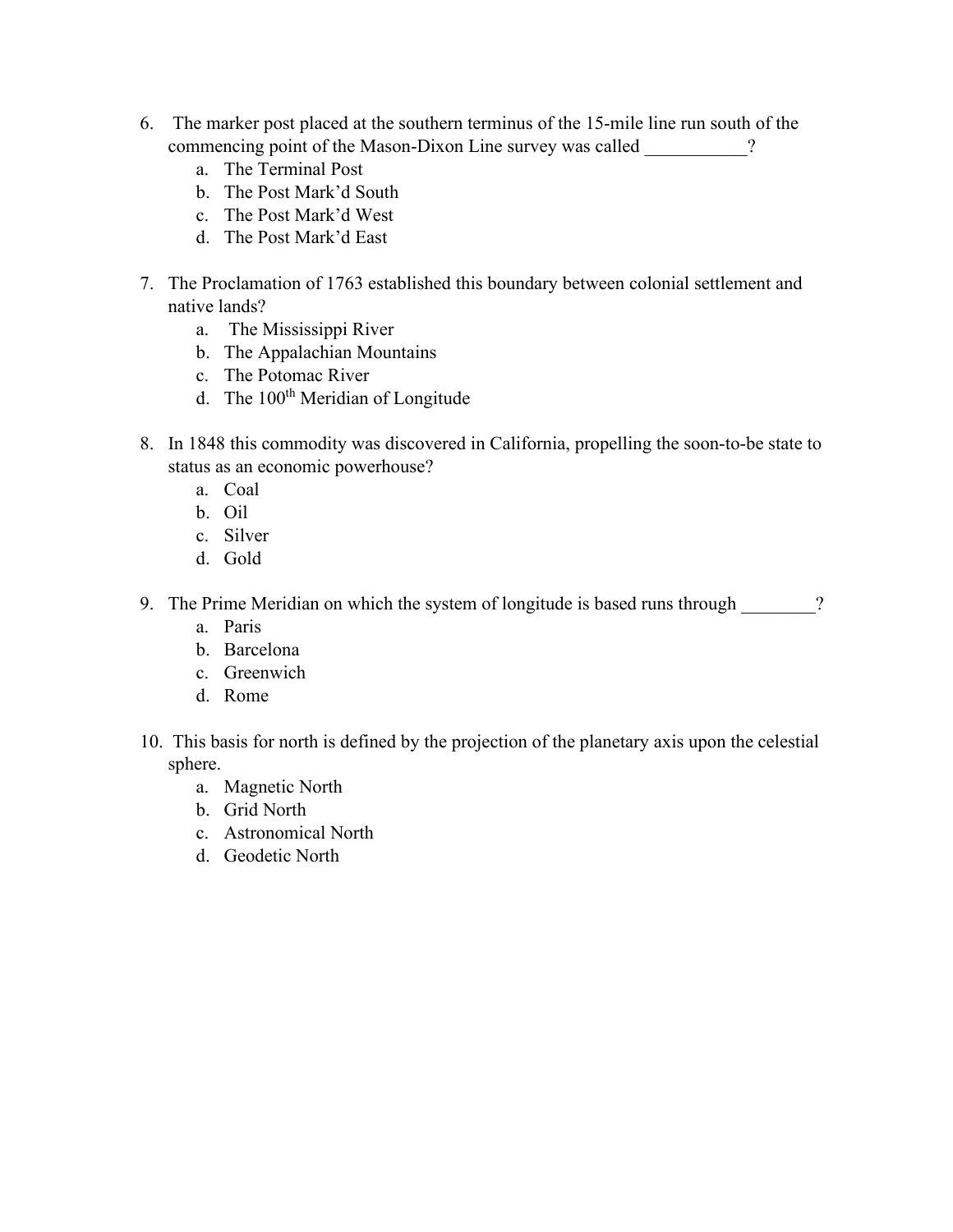6. The marker post placed at the southern terminus of the 15-mile line run south of the commencing point of the Mason-Dixon Line survey was called ___________?
    a. The Terminal Post
    b. The Post Mark'd South
    c. The Post Mark'd West
    d. The Post Mark'd East

7. The Proclamation of 1763 established this boundary between colonial settlement and native lands?
    a. The Mississippi River
    b. The Appalachian Mountains
    c. The Potomac River
    d. The 100th Meridian of Longitude

8. In 1848 this commodity was discovered in California, propelling the soon-to-be state to status as an economic powerhouse?
    a. Coal
    b. Oil
    c. Silver
    d. Gold

9. The Prime Meridian on which the system of longitude is based runs through ________?
    a. Paris
    b. Barcelona
    c. Greenwich
    d. Rome

10. This basis for north is defined by the projection of the planetary axis upon the celestial sphere.
    a. Magnetic North
    b. Grid North
    c. Astronomical North
    d. Geodetic North